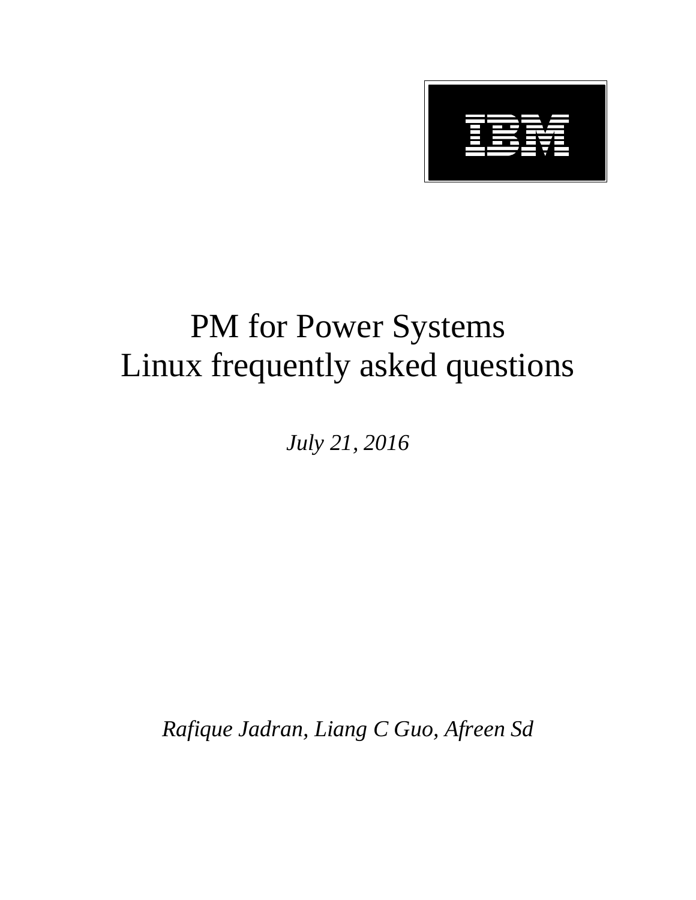IBM

# PM for Power Systems Linux frequently asked questions

*July 21, 2016*

*Rafique Jadran, Liang C Guo, Afreen Sd*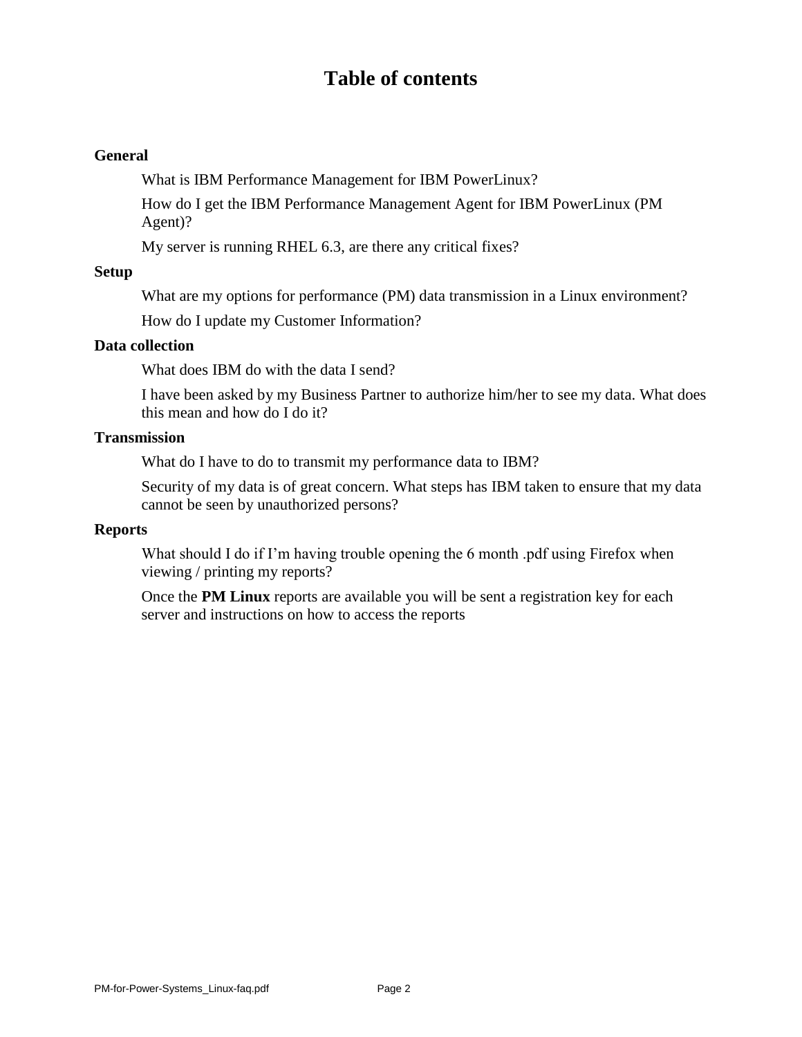# Table of contents

**General**

- What is IBM Performance Management for IBM PowerLinux?
- How do I get the IBM Performance Management Agent for IBM PowerLinux (PM Agent)?
- My server is running RHEL 6.3, are there any critical fixes?

**Setup**

- What are my options for performance (PM) data transmission in a Linux environment?
- How do I update my Customer Information?

**Data collection**

- What does IBM do with the data I send?
- I have been asked by my Business Partner to authorize him/her to see my data. What does this mean and how do I do it?

**Transmission**

- What do I have to do to transmit my performance data to IBM?
- Security of my data is of great concern. What steps has IBM taken to ensure that my data cannot be seen by unauthorized persons?

**Reports**

- What should I do if I'm having trouble opening the 6 month .pdf using Firefox when viewing / printing my reports?
- Once the **PM Linux** reports are available you will be sent a registration key for each server and instructions on how to access the reports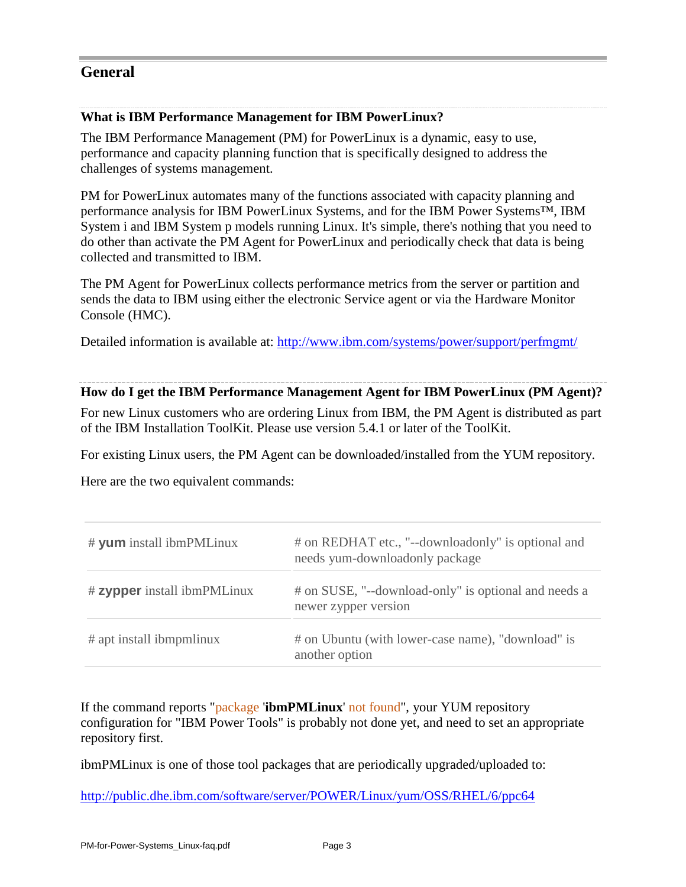## General

### What is IBM Performance Management for IBM PowerLinux?

The IBM Performance Management (PM) for PowerLinux is a dynamic, easy to use, performance and capacity planning function that is specifically designed to address the challenges of systems management.

PM for PowerLinux automates many of the functions associated with capacity planning and performance analysis for IBM PowerLinux Systems, and for the IBM Power Systems™, IBM System i and IBM System p models running Linux. It's simple, there's nothing that you need to do other than activate the PM Agent for PowerLinux and periodically check that data is being collected and transmitted to IBM.

The PM Agent for PowerLinux collects performance metrics from the server or partition and sends the data to IBM using either the electronic Service agent or via the Hardware Monitor Console (HMC).

Detailed information is available at: [http://www.ibm.com/systems/power/support/perfmgmt/](http://www.ibm.com/systems/power/support/perfmgmt/)

### How do I get the IBM Performance Management Agent for IBM PowerLinux (PM Agent)?

For new Linux customers who are ordering Linux from IBM, the PM Agent is distributed as part of the IBM Installation ToolKit. Please use version 5.4.1 or later of the ToolKit.

For existing Linux users, the PM Agent can be downloaded/installed from the YUM repository.

Here are the two equivalent commands:

| Command | Notes |
|---|---|
| # **yum** install ibmPMLinux | # on REDHAT etc., "--downloadonly" is optional and needs yum-downloadonly package |
| # **zypper** install ibmPMLinux | # on SUSE, "--download-only" is optional and needs a newer zypper version |
| # apt install ibmpmlinux | # on Ubuntu (with lower-case name), "download" is another option |

If the command reports "package '**ibmPMLinux**' not found", your YUM repository configuration for "IBM Power Tools" is probably not done yet, and need to set an appropriate repository first.

ibmPMLinux is one of those tool packages that are periodically upgraded/uploaded to:

[http://public.dhe.ibm.com/software/server/POWER/Linux/yum/OSS/RHEL/6/ppc64](http://public.dhe.ibm.com/software/server/POWER/Linux/yum/OSS/RHEL/6/ppc64)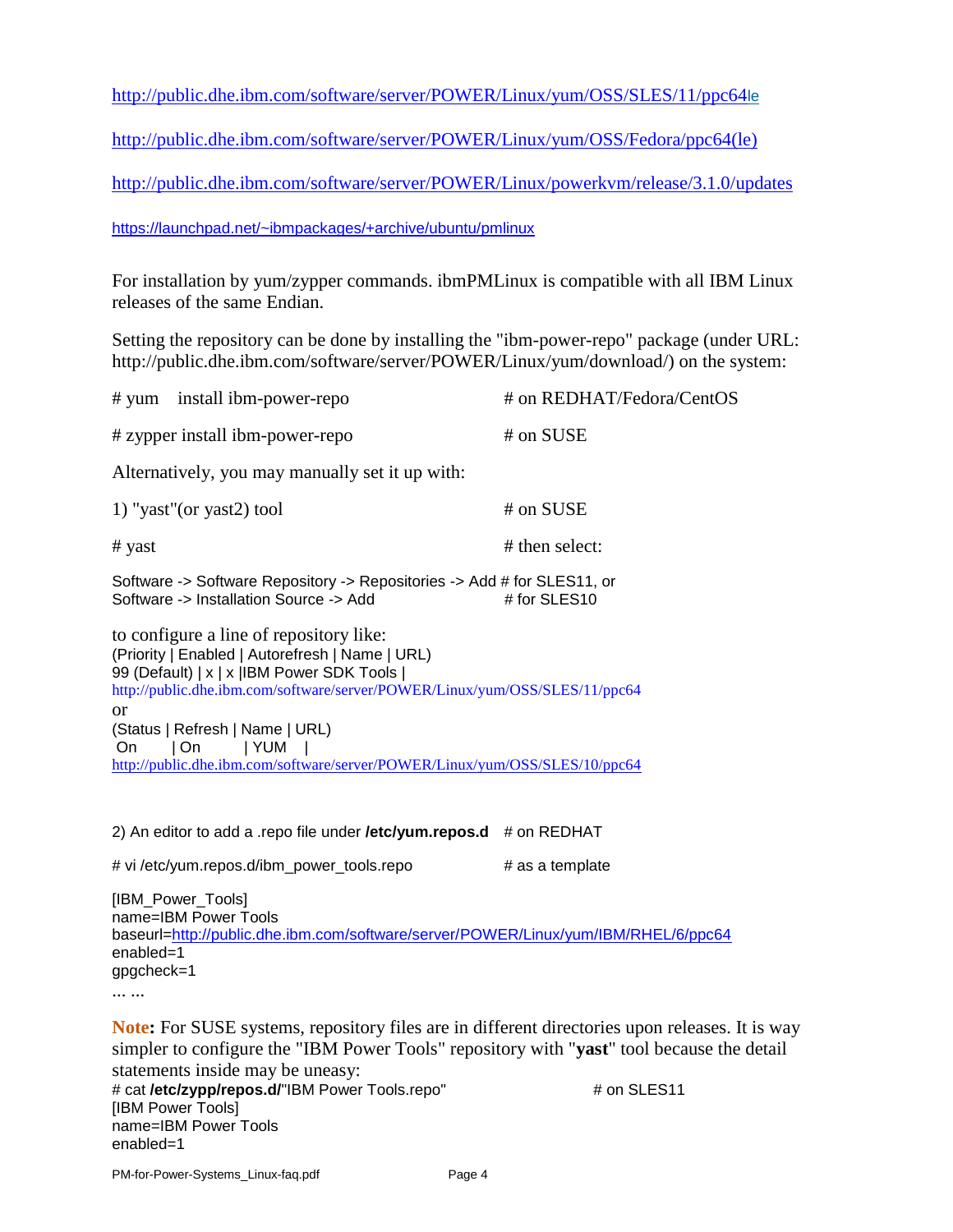http://public.dhe.ibm.com/software/server/POWER/Linux/yum/OSS/SLES/11/ppc64le

http://public.dhe.ibm.com/software/server/POWER/Linux/yum/OSS/Fedora/ppc64(le)

http://public.dhe.ibm.com/software/server/POWER/Linux/powerkvm/release/3.1.0/updates

https://launchpad.net/~ibmpackages/+archive/ubuntu/pmlinux

For installation by yum/zypper commands. ibmPMLinux is compatible with all IBM Linux releases of the same Endian.

Setting the repository can be done by installing the "ibm-power-repo" package (under URL: http://public.dhe.ibm.com/software/server/POWER/Linux/yum/download/) on the system:

```
# yum    install ibm-power-repo          # on REDHAT/Fedora/CentOS

# zypper install ibm-power-repo          # on SUSE
```

Alternatively, you may manually set it up with:

1) "yast"(or yast2) tool  # on SUSE

```
# yast                                   # then select:
```

Software -> Software Repository -> Repositories -> Add # for SLES11, or
Software -> Installation Source -> Add # for SLES10

to configure a line of repository like:

```
(Priority | Enabled | Autorefresh | Name | URL)
99 (Default) | x | x |IBM Power SDK Tools |
http://public.dhe.ibm.com/software/server/POWER/Linux/yum/OSS/SLES/11/ppc64
```

or

```
(Status | Refresh | Name | URL)
 On     | On      | YUM   |
http://public.dhe.ibm.com/software/server/POWER/Linux/yum/OSS/SLES/10/ppc64
```

2) An editor to add a .repo file under **/etc/yum.repos.d**  # on REDHAT

```
# vi /etc/yum.repos.d/ibm_power_tools.repo          # as a template

[IBM_Power_Tools]
name=IBM Power Tools
baseurl=http://public.dhe.ibm.com/software/server/POWER/Linux/yum/IBM/RHEL/6/ppc64
enabled=1
gpgcheck=1
... ...
```

**Note:** For SUSE systems, repository files are in different directories upon releases. It is way simpler to configure the "IBM Power Tools" repository with "**yast**" tool because the detail statements inside may be uneasy:

```
# cat /etc/zypp/repos.d/"IBM Power Tools.repo"                # on SLES11
[IBM Power Tools]
name=IBM Power Tools
enabled=1
```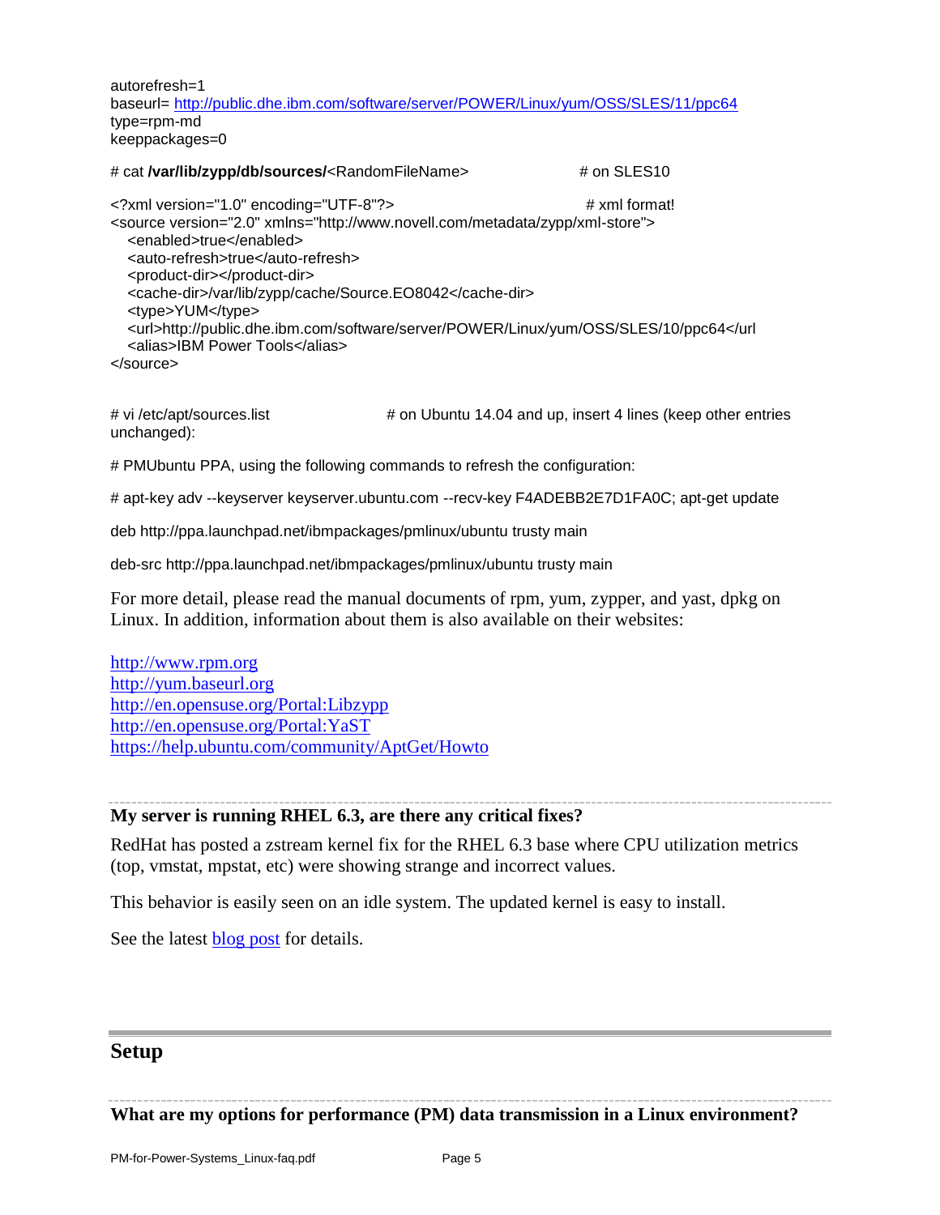```
autorefresh=1
baseurl= http://public.dhe.ibm.com/software/server/POWER/Linux/yum/OSS/SLES/11/ppc64
type=rpm-md
keeppackages=0
```

```
# cat /var/lib/zypp/db/sources/<RandomFileName>                    # on SLES10

<?xml version="1.0" encoding="UTF-8"?>                            # xml format!
<source version="2.0" xmlns="http://www.novell.com/metadata/zypp/xml-store">
   <enabled>true</enabled>
   <auto-refresh>true</auto-refresh>
   <product-dir></product-dir>
   <cache-dir>/var/lib/zypp/cache/Source.EO8042</cache-dir>
   <type>YUM</type>
   <url>http://public.dhe.ibm.com/software/server/POWER/Linux/yum/OSS/SLES/10/ppc64</url
   <alias>IBM Power Tools</alias>
</source>
```

```
# vi /etc/apt/sources.list                # on Ubuntu 14.04 and up, insert 4 lines (keep other entries unchanged):

# PMUbuntu PPA, using the following commands to refresh the configuration:

# apt-key adv --keyserver keyserver.ubuntu.com --recv-key F4ADEBB2E7D1FA0C; apt-get update

deb http://ppa.launchpad.net/ibmpackages/pmlinux/ubuntu trusty main

deb-src http://ppa.launchpad.net/ibmpackages/pmlinux/ubuntu trusty main
```

For more detail, please read the manual documents of rpm, yum, zypper, and yast, dpkg on Linux. In addition, information about them is also available on their websites:

http://www.rpm.org
http://yum.baseurl.org
http://en.opensuse.org/Portal:Libzypp
http://en.opensuse.org/Portal:YaST
https://help.ubuntu.com/community/AptGet/Howto

---

### My server is running RHEL 6.3, are there any critical fixes?

RedHat has posted a zstream kernel fix for the RHEL 6.3 base where CPU utilization metrics (top, vmstat, mpstat, etc) were showing strange and incorrect values.

This behavior is easily seen on an idle system. The updated kernel is easy to install.

See the latest blog post for details.

## Setup

---

### What are my options for performance (PM) data transmission in a Linux environment?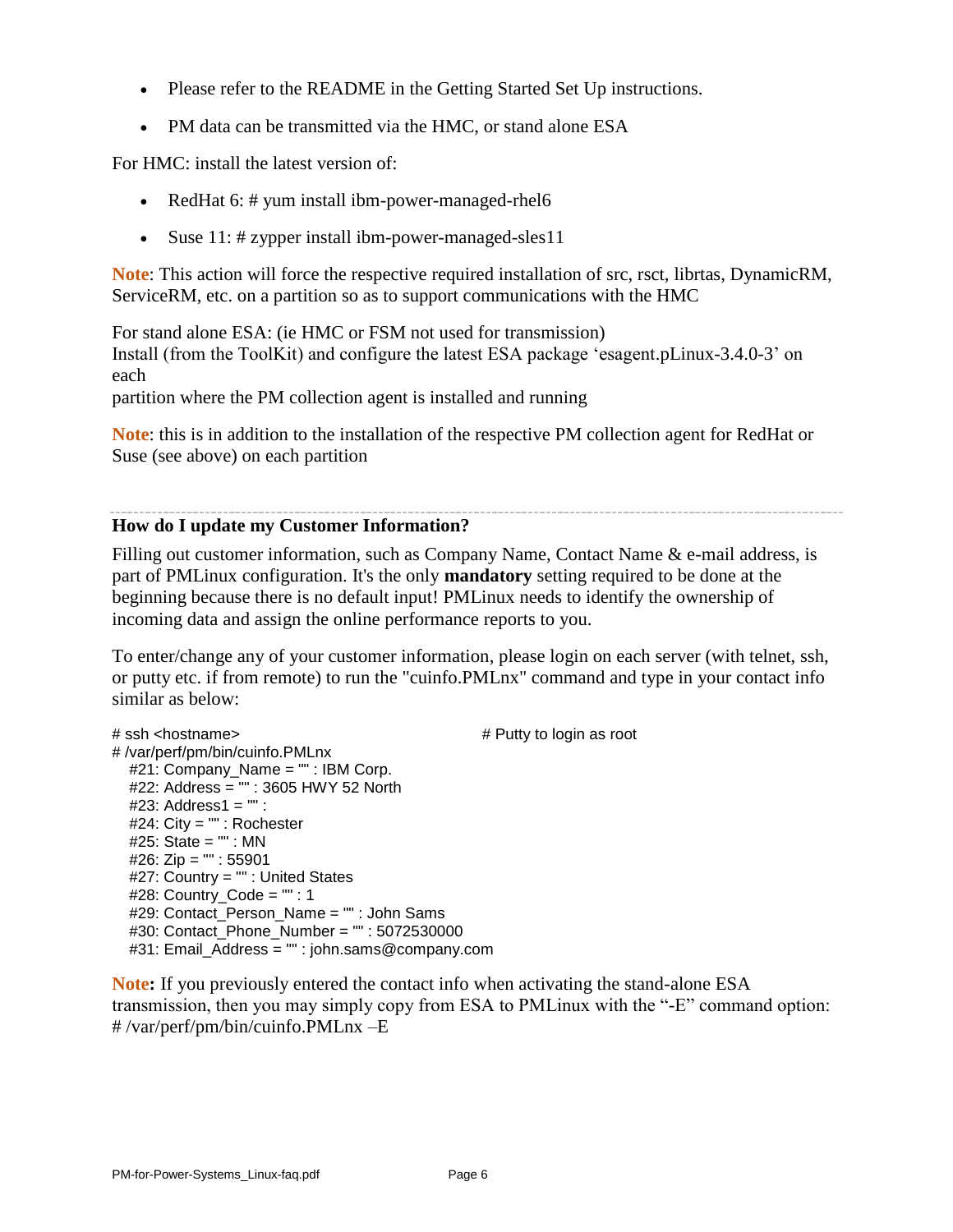- Please refer to the README in the Getting Started Set Up instructions.
- PM data can be transmitted via the HMC, or stand alone ESA

For HMC: install the latest version of:

- RedHat 6: # yum install ibm-power-managed-rhel6
- Suse 11: # zypper install ibm-power-managed-sles11

**Note**: This action will force the respective required installation of src, rsct, librtas, DynamicRM, ServiceRM, etc. on a partition so as to support communications with the HMC

For stand alone ESA: (ie HMC or FSM not used for transmission)
Install (from the ToolKit) and configure the latest ESA package 'esagent.pLinux-3.4.0-3' on each
partition where the PM collection agent is installed and running

**Note**: this is in addition to the installation of the respective PM collection agent for RedHat or Suse (see above) on each partition

---

### How do I update my Customer Information?

Filling out customer information, such as Company Name, Contact Name & e-mail address, is part of PMLinux configuration. It's the only **mandatory** setting required to be done at the beginning because there is no default input! PMLinux needs to identify the ownership of incoming data and assign the online performance reports to you.

To enter/change any of your customer information, please login on each server (with telnet, ssh, or putty etc. if from remote) to run the "cuinfo.PMLnx" command and type in your contact info similar as below:

```
# ssh <hostname>                                    # Putty to login as root
# /var/perf/pm/bin/cuinfo.PMLnx
   #21: Company_Name = "" : IBM Corp.
   #22: Address = "" : 3605 HWY 52 North
   #23: Address1 = "" :
   #24: City = "" : Rochester
   #25: State = "" : MN
   #26: Zip = "" : 55901
   #27: Country = "" : United States
   #28: Country_Code = "" : 1
   #29: Contact_Person_Name = "" : John Sams
   #30: Contact_Phone_Number = "" : 5072530000
   #31: Email_Address = "" : john.sams@company.com
```

**Note:** If you previously entered the contact info when activating the stand-alone ESA transmission, then you may simply copy from ESA to PMLinux with the "-E" command option:
# /var/perf/pm/bin/cuinfo.PMLnx –E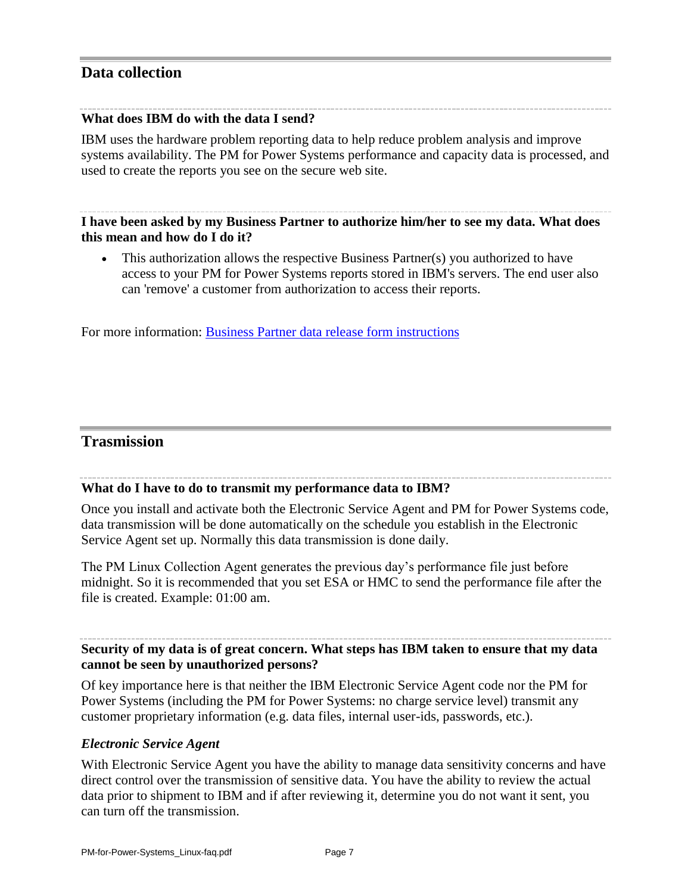## Data collection

### What does IBM do with the data I send?

IBM uses the hardware problem reporting data to help reduce problem analysis and improve systems availability. The PM for Power Systems performance and capacity data is processed, and used to create the reports you see on the secure web site.

### I have been asked by my Business Partner to authorize him/her to see my data. What does this mean and how do I do it?

- This authorization allows the respective Business Partner(s) you authorized to have access to your PM for Power Systems reports stored in IBM's servers. The end user also can 'remove' a customer from authorization to access their reports.

For more information: Business Partner data release form instructions

## Trasmission

### What do I have to do to transmit my performance data to IBM?

Once you install and activate both the Electronic Service Agent and PM for Power Systems code, data transmission will be done automatically on the schedule you establish in the Electronic Service Agent set up. Normally this data transmission is done daily.

The PM Linux Collection Agent generates the previous day's performance file just before midnight. So it is recommended that you set ESA or HMC to send the performance file after the file is created. Example: 01:00 am.

### Security of my data is of great concern. What steps has IBM taken to ensure that my data cannot be seen by unauthorized persons?

Of key importance here is that neither the IBM Electronic Service Agent code nor the PM for Power Systems (including the PM for Power Systems: no charge service level) transmit any customer proprietary information (e.g. data files, internal user-ids, passwords, etc.).

#### *Electronic Service Agent*

With Electronic Service Agent you have the ability to manage data sensitivity concerns and have direct control over the transmission of sensitive data. You have the ability to review the actual data prior to shipment to IBM and if after reviewing it, determine you do not want it sent, you can turn off the transmission.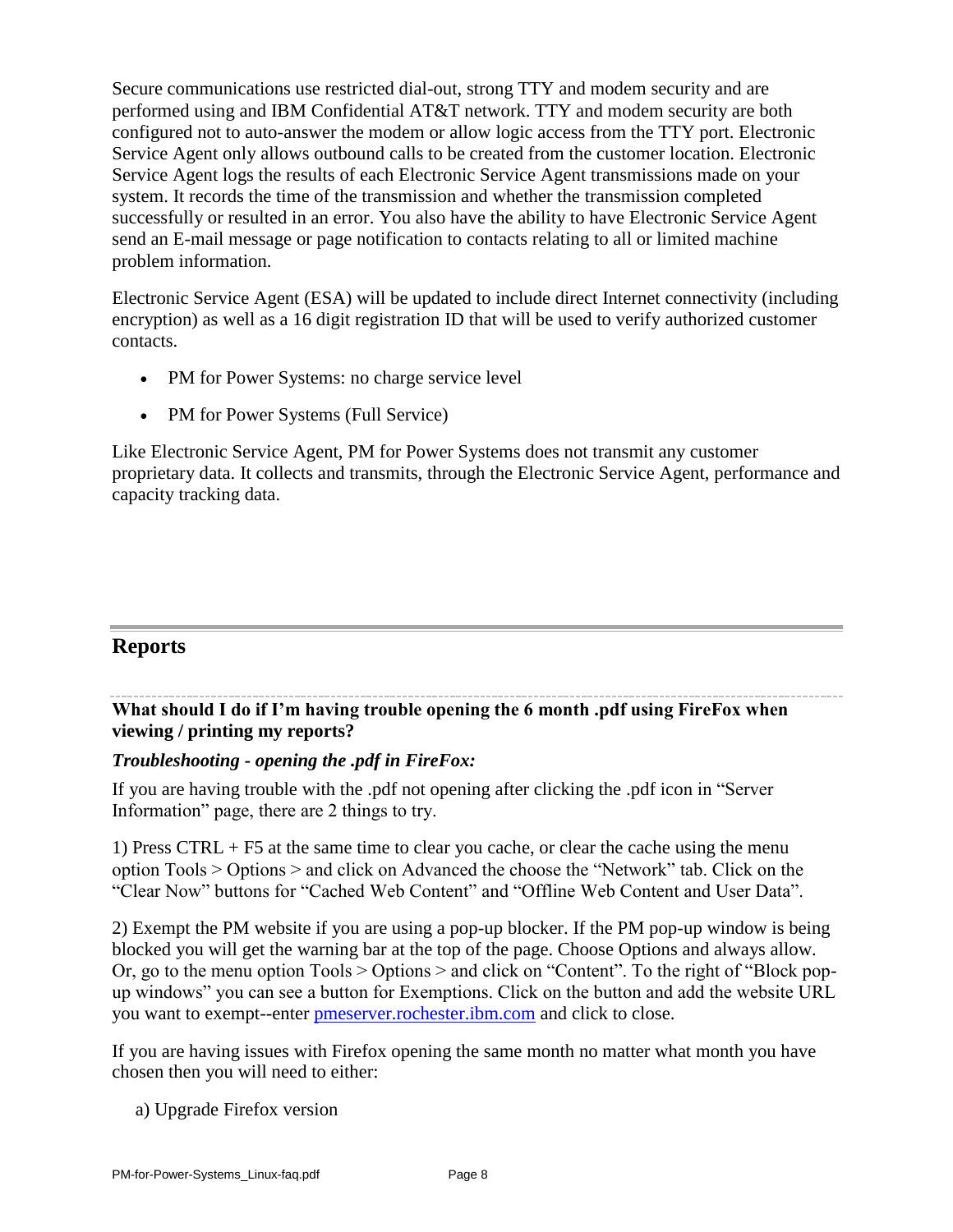Secure communications use restricted dial-out, strong TTY and modem security and are performed using and IBM Confidential AT&T network. TTY and modem security are both configured not to auto-answer the modem or allow logic access from the TTY port. Electronic Service Agent only allows outbound calls to be created from the customer location. Electronic Service Agent logs the results of each Electronic Service Agent transmissions made on your system. It records the time of the transmission and whether the transmission completed successfully or resulted in an error. You also have the ability to have Electronic Service Agent send an E-mail message or page notification to contacts relating to all or limited machine problem information.

Electronic Service Agent (ESA) will be updated to include direct Internet connectivity (including encryption) as well as a 16 digit registration ID that will be used to verify authorized customer contacts.

- PM for Power Systems: no charge service level
- PM for Power Systems (Full Service)

Like Electronic Service Agent, PM for Power Systems does not transmit any customer proprietary data. It collects and transmits, through the Electronic Service Agent, performance and capacity tracking data.

## Reports

**What should I do if I'm having trouble opening the 6 month .pdf using FireFox when viewing / printing my reports?**

***Troubleshooting - opening the .pdf in FireFox:***

If you are having trouble with the .pdf not opening after clicking the .pdf icon in "Server Information" page, there are 2 things to try.

1) Press CTRL + F5 at the same time to clear you cache, or clear the cache using the menu option Tools > Options > and click on Advanced the choose the "Network" tab. Click on the "Clear Now" buttons for "Cached Web Content" and "Offline Web Content and User Data".

2) Exempt the PM website if you are using a pop-up blocker. If the PM pop-up window is being blocked you will get the warning bar at the top of the page. Choose Options and always allow. Or, go to the menu option Tools > Options > and click on "Content". To the right of "Block pop-up windows" you can see a button for Exemptions. Click on the button and add the website URL you want to exempt--enter pmeserver.rochester.ibm.com and click to close.

If you are having issues with Firefox opening the same month no matter what month you have chosen then you will need to either:

a) Upgrade Firefox version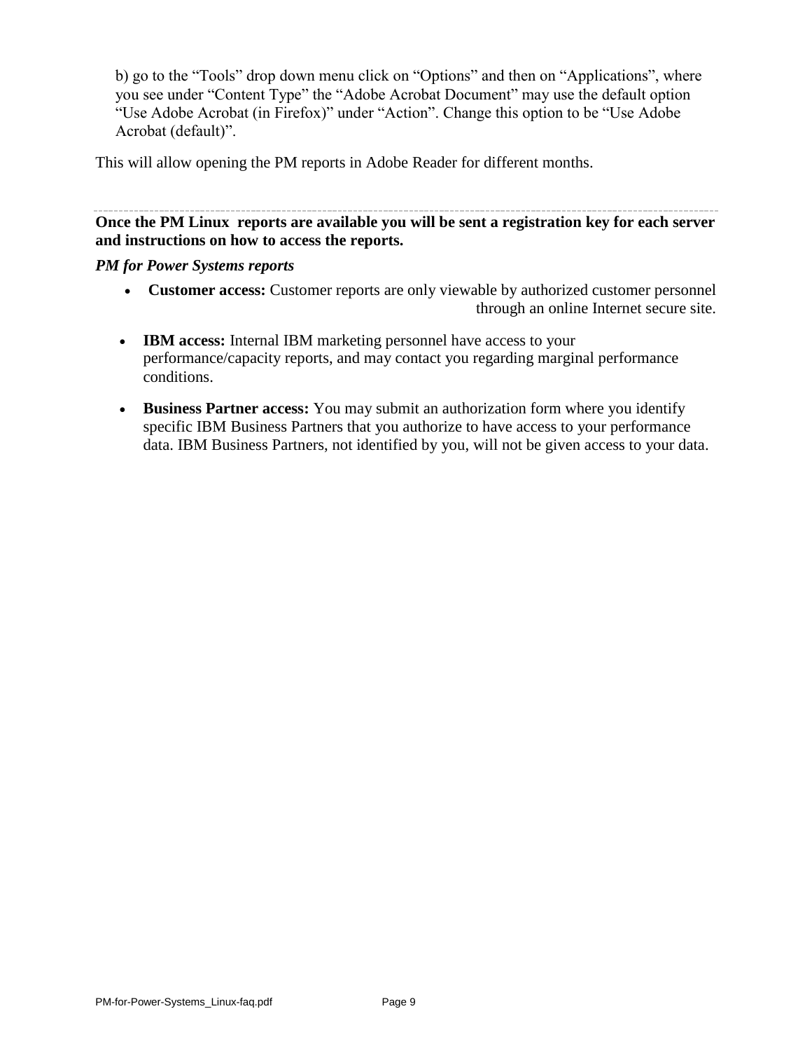b) go to the “Tools” drop down menu click on “Options” and then on “Applications”, where you see under “Content Type” the “Adobe Acrobat Document” may use the default option “Use Adobe Acrobat (in Firefox)” under “Action”. Change this option to be “Use Adobe Acrobat (default)”.

This will allow opening the PM reports in Adobe Reader for different months.

---

**Once the PM Linux reports are available you will be sent a registration key for each server and instructions on how to access the reports.**

***PM for Power Systems reports***

- **Customer access:** Customer reports are only viewable by authorized customer personnel through an online Internet secure site.
- **IBM access:** Internal IBM marketing personnel have access to your performance/capacity reports, and may contact you regarding marginal performance conditions.
- **Business Partner access:** You may submit an authorization form where you identify specific IBM Business Partners that you authorize to have access to your performance data. IBM Business Partners, not identified by you, will not be given access to your data.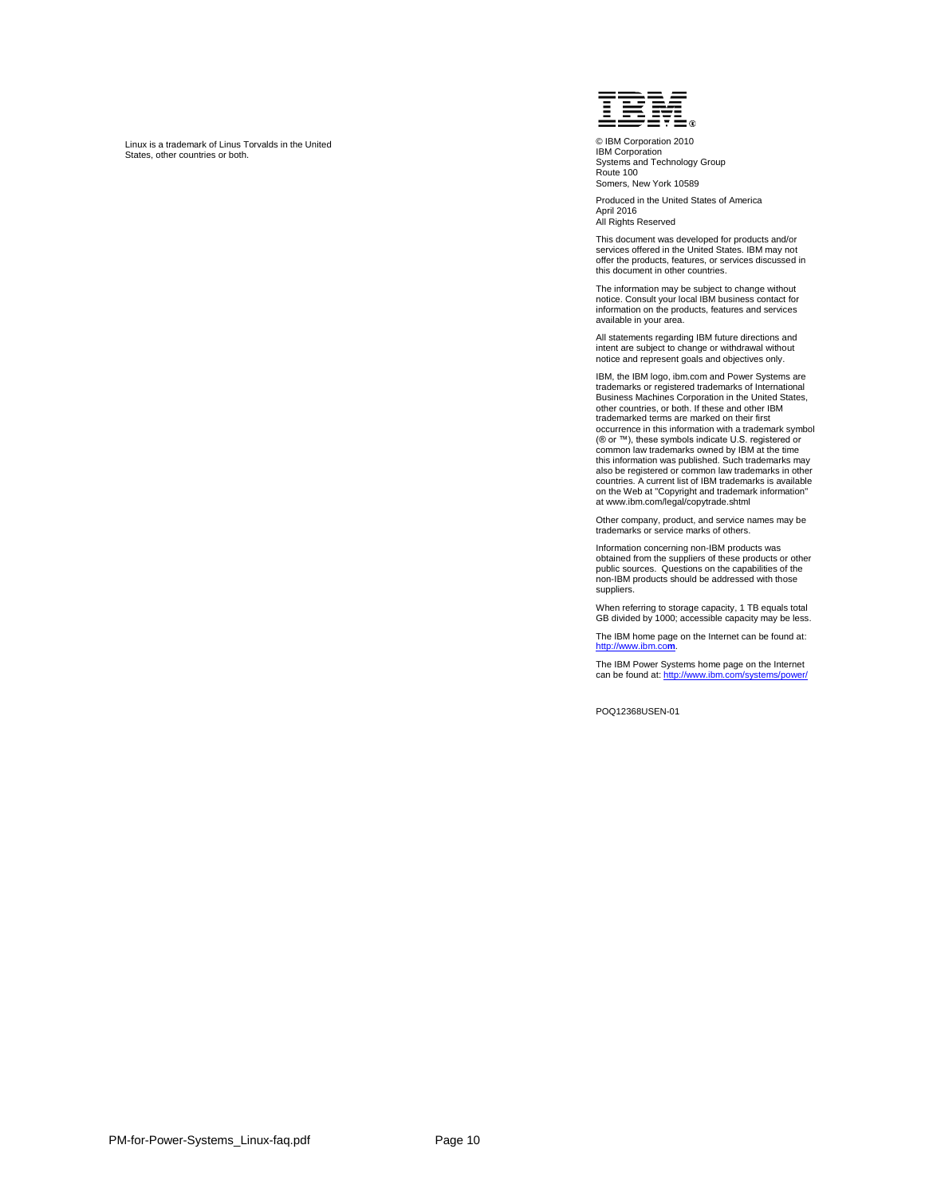Linux is a trademark of Linus Torvalds in the United States, other countries or both.

© IBM Corporation 2010
IBM Corporation
Systems and Technology Group
Route 100
Somers, New York 10589

Produced in the United States of America
April 2016
All Rights Reserved

This document was developed for products and/or services offered in the United States. IBM may not offer the products, features, or services discussed in this document in other countries.

The information may be subject to change without notice. Consult your local IBM business contact for information on the products, features and services available in your area.

All statements regarding IBM future directions and intent are subject to change or withdrawal without notice and represent goals and objectives only.

IBM, the IBM logo, ibm.com and Power Systems are trademarks or registered trademarks of International Business Machines Corporation in the United States, other countries, or both. If these and other IBM trademarked terms are marked on their first occurrence in this information with a trademark symbol (® or ™), these symbols indicate U.S. registered or common law trademarks owned by IBM at the time this information was published. Such trademarks may also be registered or common law trademarks in other countries. A current list of IBM trademarks is available on the Web at "Copyright and trademark information" at www.ibm.com/legal/copytrade.shtml

Other company, product, and service names may be trademarks or service marks of others.

Information concerning non-IBM products was obtained from the suppliers of these products or other public sources. Questions on the capabilities of the non-IBM products should be addressed with those suppliers.

When referring to storage capacity, 1 TB equals total GB divided by 1000; accessible capacity may be less.

The IBM home page on the Internet can be found at: http://www.ibm.com.

The IBM Power Systems home page on the Internet can be found at: http://www.ibm.com/systems/power/

POQ12368USEN-01